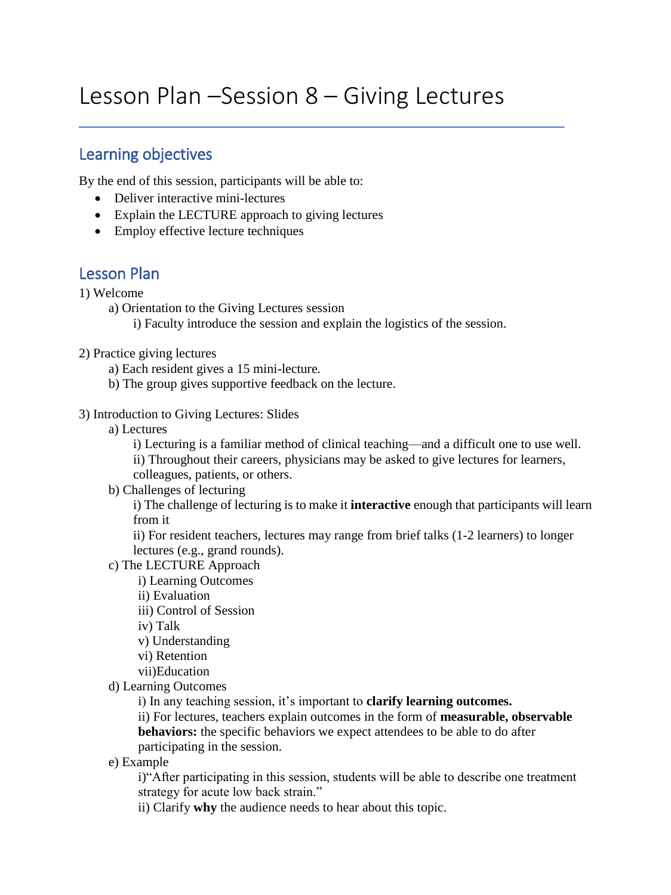# Lesson Plan –Session 8 – Giving Lectures

## Learning objectives

By the end of this session, participants will be able to:

- Deliver interactive mini-lectures
- Explain the LECTURE approach to giving lectures
- Employ effective lecture techniques

## Lesson Plan

1) Welcome
    - a) Orientation to the Giving Lectures session
        - i) Faculty introduce the session and explain the logistics of the session.

2) Practice giving lectures
    - a) Each resident gives a 15 mini-lecture.
    - b) The group gives supportive feedback on the lecture.

3) Introduction to Giving Lectures: Slides
    - a) Lectures
        - i) Lecturing is a familiar method of clinical teaching—and a difficult one to use well.
        - ii) Throughout their careers, physicians may be asked to give lectures for learners, colleagues, patients, or others.
    - b) Challenges of lecturing
        - i) The challenge of lecturing is to make it **interactive** enough that participants will learn from it
        - ii) For resident teachers, lectures may range from brief talks (1-2 learners) to longer lectures (e.g., grand rounds).
    - c) The LECTURE Approach
        - i) Learning Outcomes
        - ii) Evaluation
        - iii) Control of Session
        - iv) Talk
        - v) Understanding
        - vi) Retention
        - vii)Education
    - d) Learning Outcomes
        - i) In any teaching session, it's important to **clarify learning outcomes.**
        - ii) For lectures, teachers explain outcomes in the form of **measurable, observable behaviors:** the specific behaviors we expect attendees to be able to do after participating in the session.
    - e) Example
        - i)"After participating in this session, students will be able to describe one treatment strategy for acute low back strain."
        - ii) Clarify **why** the audience needs to hear about this topic.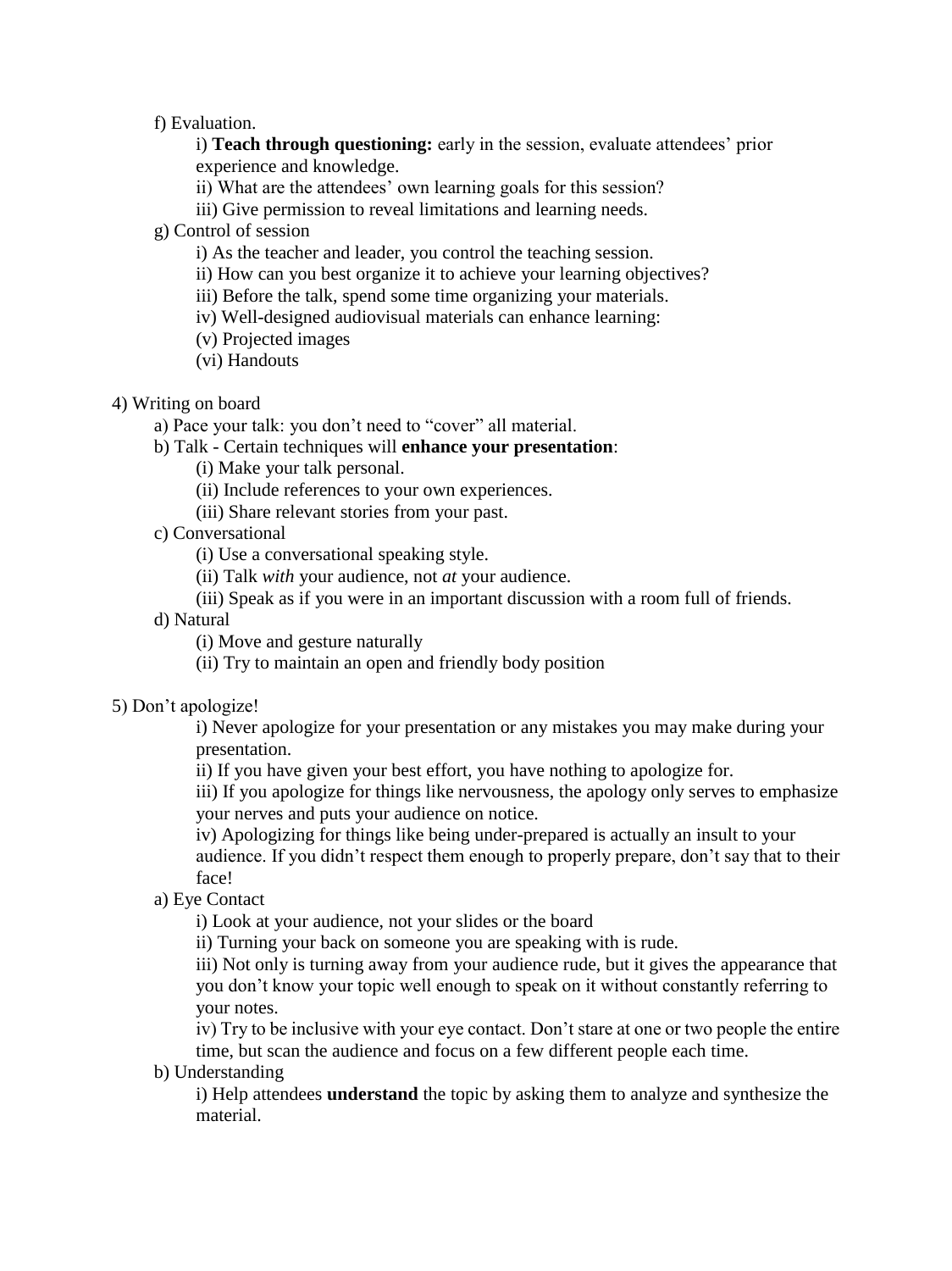f) Evaluation.

i) **Teach through questioning:** early in the session, evaluate attendees' prior experience and knowledge.

ii) What are the attendees' own learning goals for this session?

iii) Give permission to reveal limitations and learning needs.

g) Control of session

i) As the teacher and leader, you control the teaching session.

ii) How can you best organize it to achieve your learning objectives?

iii) Before the talk, spend some time organizing your materials.

iv) Well-designed audiovisual materials can enhance learning:

(v) Projected images

(vi) Handouts

4) Writing on board

a) Pace your talk: you don't need to "cover" all material.

b) Talk - Certain techniques will **enhance your presentation**:

(i) Make your talk personal.

(ii) Include references to your own experiences.

(iii) Share relevant stories from your past.

c) Conversational

(i) Use a conversational speaking style.

(ii) Talk *with* your audience, not *at* your audience.

(iii) Speak as if you were in an important discussion with a room full of friends.

d) Natural

(i) Move and gesture naturally

(ii) Try to maintain an open and friendly body position

5) Don't apologize!

i) Never apologize for your presentation or any mistakes you may make during your presentation.

ii) If you have given your best effort, you have nothing to apologize for.

iii) If you apologize for things like nervousness, the apology only serves to emphasize your nerves and puts your audience on notice.

iv) Apologizing for things like being under-prepared is actually an insult to your audience. If you didn't respect them enough to properly prepare, don't say that to their face!

a) Eye Contact

i) Look at your audience, not your slides or the board

ii) Turning your back on someone you are speaking with is rude.

iii) Not only is turning away from your audience rude, but it gives the appearance that you don't know your topic well enough to speak on it without constantly referring to your notes.

iv) Try to be inclusive with your eye contact. Don't stare at one or two people the entire time, but scan the audience and focus on a few different people each time.

b) Understanding

i) Help attendees **understand** the topic by asking them to analyze and synthesize the material.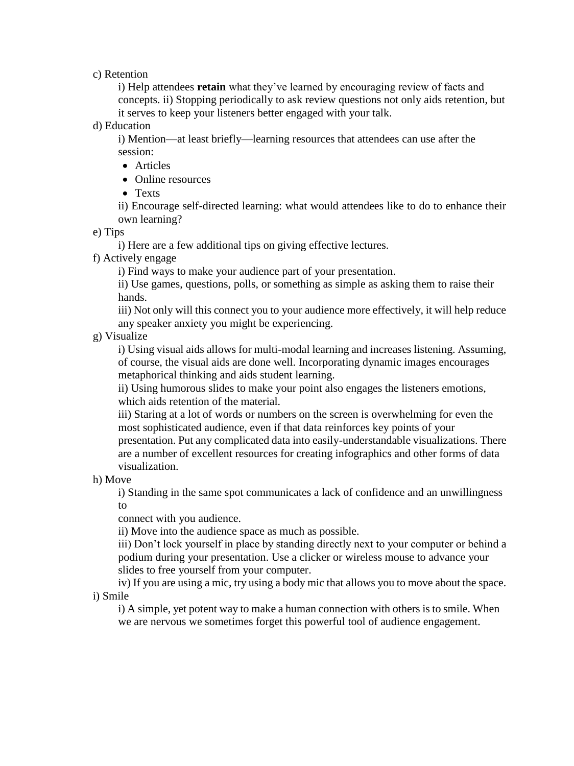c) Retention

i) Help attendees **retain** what they've learned by encouraging review of facts and concepts. ii) Stopping periodically to ask review questions not only aids retention, but it serves to keep your listeners better engaged with your talk.

d) Education

i) Mention—at least briefly—learning resources that attendees can use after the session:

- Articles
- Online resources
- Texts

ii) Encourage self-directed learning: what would attendees like to do to enhance their own learning?

e) Tips

i) Here are a few additional tips on giving effective lectures.

f) Actively engage

i) Find ways to make your audience part of your presentation.

ii) Use games, questions, polls, or something as simple as asking them to raise their hands.

iii) Not only will this connect you to your audience more effectively, it will help reduce any speaker anxiety you might be experiencing.

g) Visualize

i) Using visual aids allows for multi-modal learning and increases listening. Assuming, of course, the visual aids are done well. Incorporating dynamic images encourages metaphorical thinking and aids student learning.

ii) Using humorous slides to make your point also engages the listeners emotions, which aids retention of the material.

iii) Staring at a lot of words or numbers on the screen is overwhelming for even the most sophisticated audience, even if that data reinforces key points of your presentation. Put any complicated data into easily-understandable visualizations. There are a number of excellent resources for creating infographics and other forms of data visualization.

h) Move

i) Standing in the same spot communicates a lack of confidence and an unwillingness to connect with you audience.

ii) Move into the audience space as much as possible.

iii) Don't lock yourself in place by standing directly next to your computer or behind a podium during your presentation. Use a clicker or wireless mouse to advance your slides to free yourself from your computer.

iv) If you are using a mic, try using a body mic that allows you to move about the space.

i) Smile

i) A simple, yet potent way to make a human connection with others is to smile. When we are nervous we sometimes forget this powerful tool of audience engagement.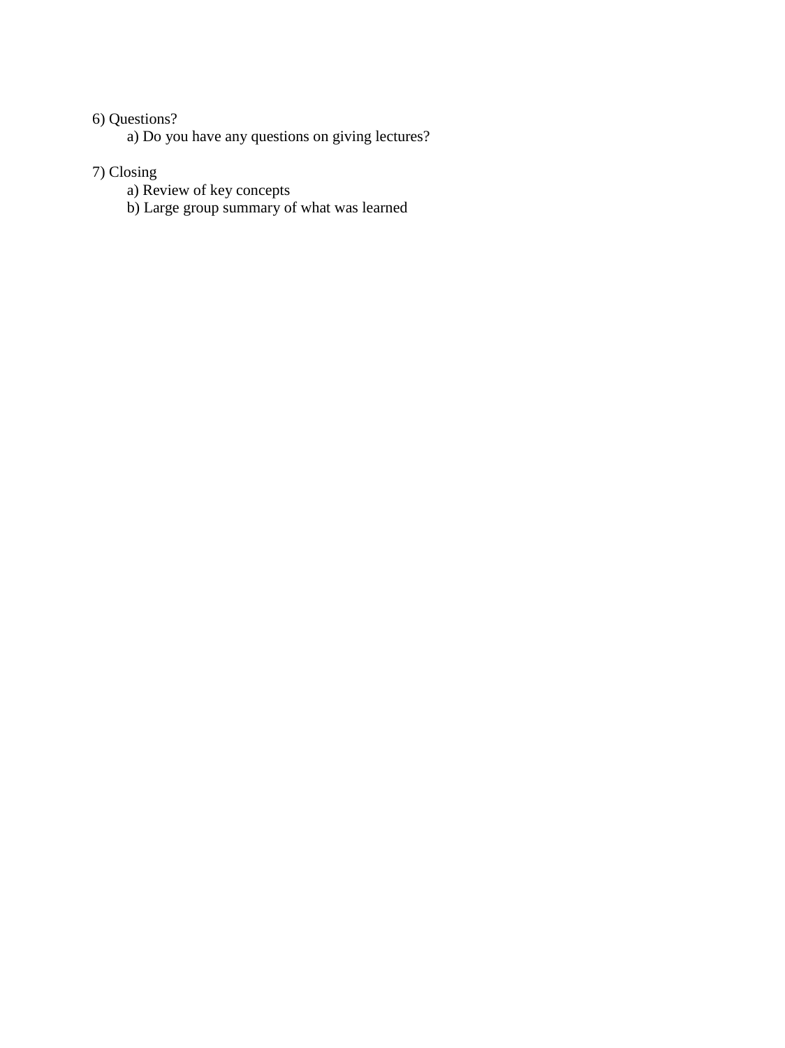6) Questions?

   a) Do you have any questions on giving lectures?

7) Closing

   a) Review of key concepts

   b) Large group summary of what was learned